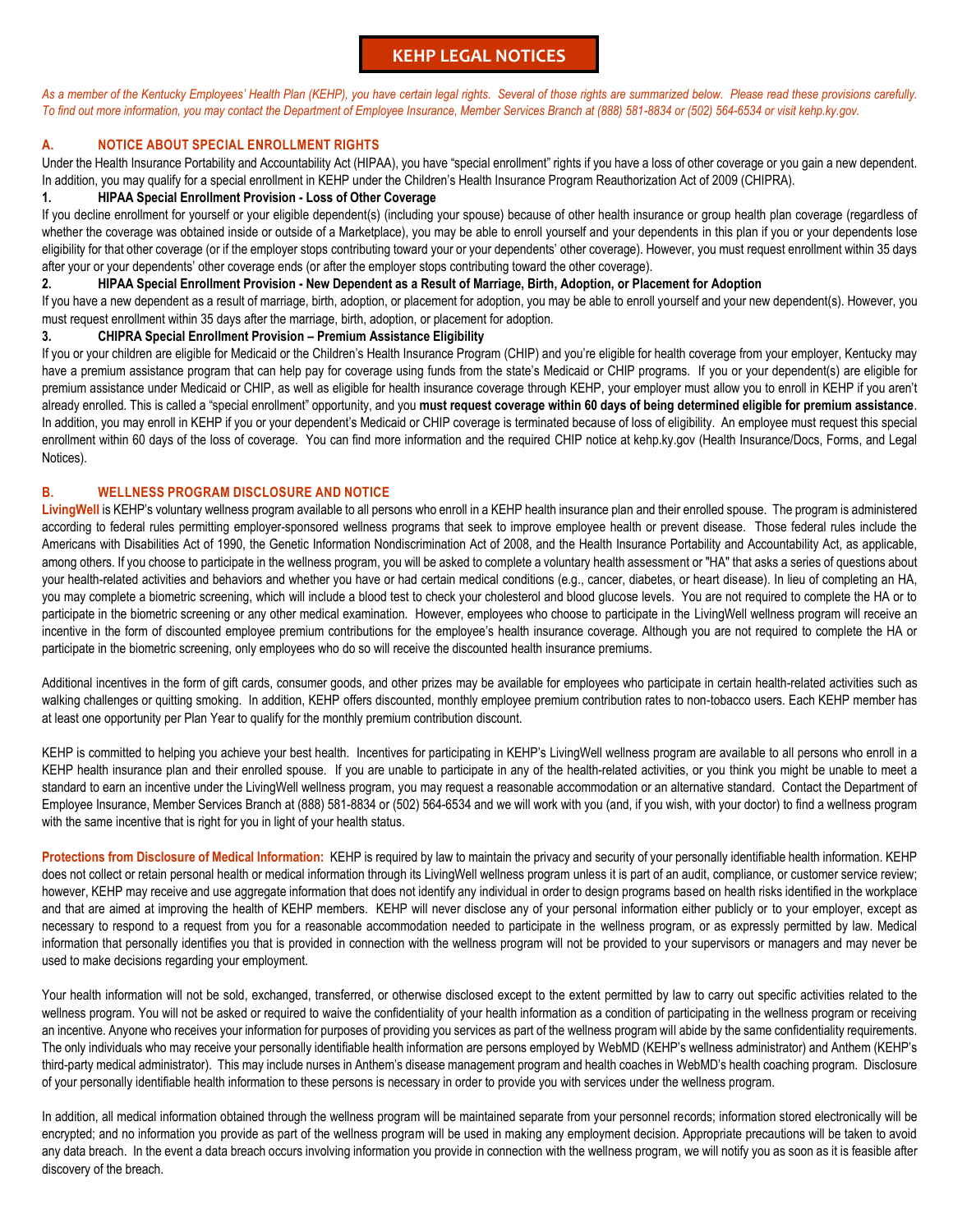# KEHP LEGAL NOTICES

*As a member of the Kentucky Employees' Health Plan (KEHP), you have certain legal rights. Several of those rights are summarized below. Please read these provisions carefully. To find out more information, you may contact the Department of Employee Insurance, Member Services Branch at (888) 581-8834 or (502) 564-6534 or visit kehp.ky.gov.*

## A. NOTICE ABOUT SPECIAL ENROLLMENT RIGHTS

Under the Health Insurance Portability and Accountability Act (HIPAA), you have "special enrollment" rights if you have a loss of other coverage or you gain a new dependent. In addition, you may qualify for a special enrollment in KEHP under the Children's Health Insurance Program Reauthorization Act of 2009 (CHIPRA).

### 1. HIPAA Special Enrollment Provision - Loss of Other Coverage

If you decline enrollment for yourself or your eligible dependent(s) (including your spouse) because of other health insurance or group health plan coverage (regardless of whether the coverage was obtained inside or outside of a Marketplace), you may be able to enroll yourself and your dependents in this plan if you or your dependents lose eligibility for that other coverage (or if the employer stops contributing toward your or your dependents' other coverage). However, you must request enrollment within 35 days after your or your dependents' other coverage ends (or after the employer stops contributing toward the other coverage).

### 2. HIPAA Special Enrollment Provision - New Dependent as a Result of Marriage, Birth, Adoption, or Placement for Adoption

If you have a new dependent as a result of marriage, birth, adoption, or placement for adoption, you may be able to enroll yourself and your new dependent(s). However, you must request enrollment within 35 days after the marriage, birth, adoption, or placement for adoption.

### 3. CHIPRA Special Enrollment Provision – Premium Assistance Eligibility

If you or your children are eligible for Medicaid or the Children's Health Insurance Program (CHIP) and you're eligible for health coverage from your employer, Kentucky may have a premium assistance program that can help pay for coverage using funds from the state's Medicaid or CHIP programs. If you or your dependent(s) are eligible for premium assistance under Medicaid or CHIP, as well as eligible for health insurance coverage through KEHP, your employer must allow you to enroll in KEHP if you aren't already enrolled. This is called a "special enrollment" opportunity, and you **must request coverage within 60 days of being determined eligible for premium assistance**. In addition, you may enroll in KEHP if you or your dependent's Medicaid or CHIP coverage is terminated because of loss of eligibility. An employee must request this special enrollment within 60 days of the loss of coverage. You can find more information and the required CHIP notice at kehp.ky.gov (Health Insurance/Docs, Forms, and Legal Notices).

## B. WELLNESS PROGRAM DISCLOSURE AND NOTICE

**LivingWell** is KEHP's voluntary wellness program available to all persons who enroll in a KEHP health insurance plan and their enrolled spouse. The program is administered according to federal rules permitting employer-sponsored wellness programs that seek to improve employee health or prevent disease. Those federal rules include the Americans with Disabilities Act of 1990, the Genetic Information Nondiscrimination Act of 2008, and the Health Insurance Portability and Accountability Act, as applicable, among others. If you choose to participate in the wellness program, you will be asked to complete a voluntary health assessment or "HA" that asks a series of questions about your health-related activities and behaviors and whether you have or had certain medical conditions (e.g., cancer, diabetes, or heart disease). In lieu of completing an HA, you may complete a biometric screening, which will include a blood test to check your cholesterol and blood glucose levels. You are not required to complete the HA or to participate in the biometric screening or any other medical examination. However, employees who choose to participate in the LivingWell wellness program will receive an incentive in the form of discounted employee premium contributions for the employee's health insurance coverage. Although you are not required to complete the HA or participate in the biometric screening, only employees who do so will receive the discounted health insurance premiums.

Additional incentives in the form of gift cards, consumer goods, and other prizes may be available for employees who participate in certain health-related activities such as walking challenges or quitting smoking. In addition, KEHP offers discounted, monthly employee premium contribution rates to non-tobacco users. Each KEHP member has at least one opportunity per Plan Year to qualify for the monthly premium contribution discount.

KEHP is committed to helping you achieve your best health. Incentives for participating in KEHP's LivingWell wellness program are available to all persons who enroll in a KEHP health insurance plan and their enrolled spouse. If you are unable to participate in any of the health-related activities, or you think you might be unable to meet a standard to earn an incentive under the LivingWell wellness program, you may request a reasonable accommodation or an alternative standard. Contact the Department of Employee Insurance, Member Services Branch at (888) 581-8834 or (502) 564-6534 and we will work with you (and, if you wish, with your doctor) to find a wellness program with the same incentive that is right for you in light of your health status.

**Protections from Disclosure of Medical Information:** KEHP is required by law to maintain the privacy and security of your personally identifiable health information. KEHP does not collect or retain personal health or medical information through its LivingWell wellness program unless it is part of an audit, compliance, or customer service review; however, KEHP may receive and use aggregate information that does not identify any individual in order to design programs based on health risks identified in the workplace and that are aimed at improving the health of KEHP members. KEHP will never disclose any of your personal information either publicly or to your employer, except as necessary to respond to a request from you for a reasonable accommodation needed to participate in the wellness program, or as expressly permitted by law. Medical information that personally identifies you that is provided in connection with the wellness program will not be provided to your supervisors or managers and may never be used to make decisions regarding your employment.

Your health information will not be sold, exchanged, transferred, or otherwise disclosed except to the extent permitted by law to carry out specific activities related to the wellness program. You will not be asked or required to waive the confidentiality of your health information as a condition of participating in the wellness program or receiving an incentive. Anyone who receives your information for purposes of providing you services as part of the wellness program will abide by the same confidentiality requirements. The only individuals who may receive your personally identifiable health information are persons employed by WebMD (KEHP's wellness administrator) and Anthem (KEHP's third-party medical administrator). This may include nurses in Anthem's disease management program and health coaches in WebMD's health coaching program. Disclosure of your personally identifiable health information to these persons is necessary in order to provide you with services under the wellness program.

In addition, all medical information obtained through the wellness program will be maintained separate from your personnel records; information stored electronically will be encrypted; and no information you provide as part of the wellness program will be used in making any employment decision. Appropriate precautions will be taken to avoid any data breach. In the event a data breach occurs involving information you provide in connection with the wellness program, we will notify you as soon as it is feasible after discovery of the breach.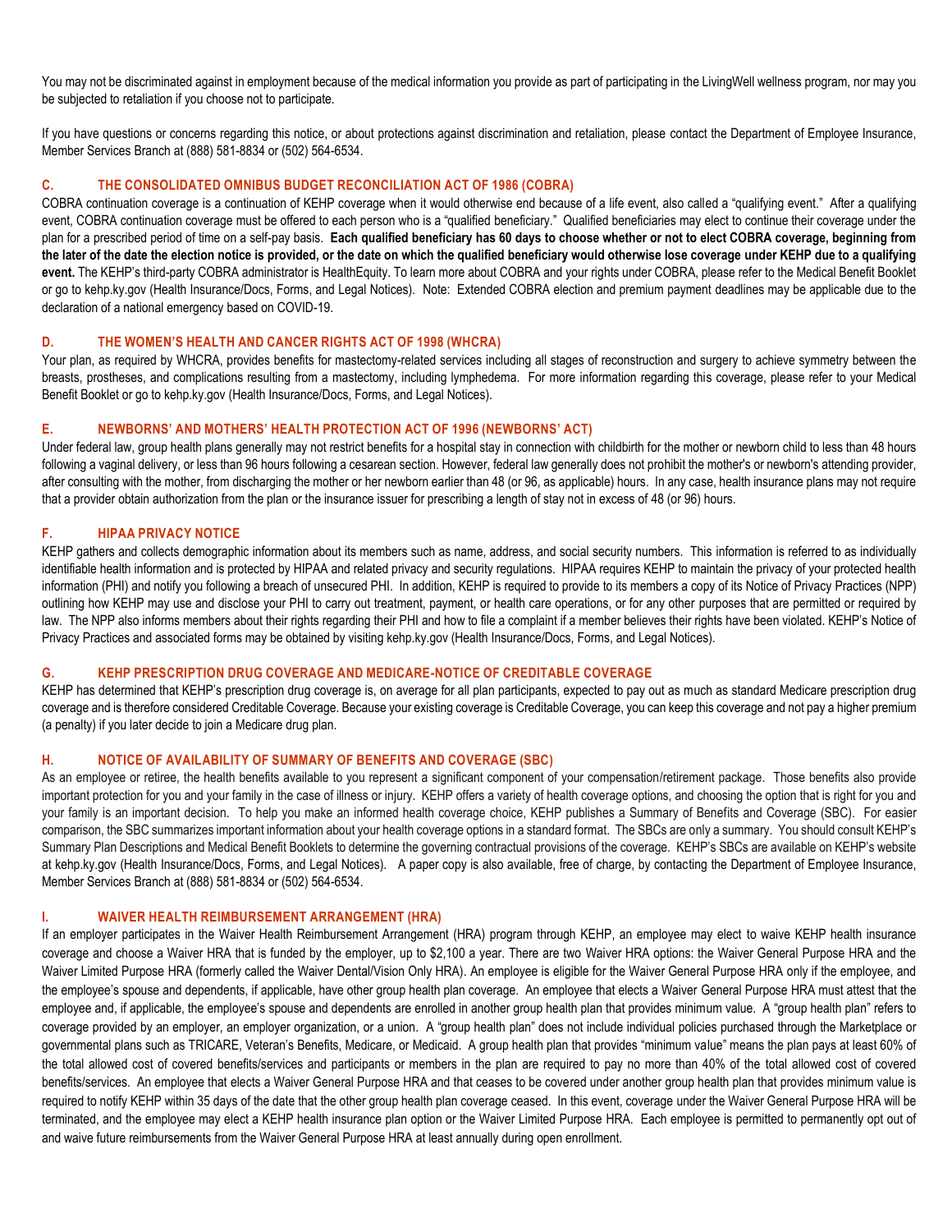You may not be discriminated against in employment because of the medical information you provide as part of participating in the LivingWell wellness program, nor may you be subjected to retaliation if you choose not to participate.

If you have questions or concerns regarding this notice, or about protections against discrimination and retaliation, please contact the Department of Employee Insurance, Member Services Branch at (888) 581-8834 or (502) 564-6534.

## C. THE CONSOLIDATED OMNIBUS BUDGET RECONCILIATION ACT OF 1986 (COBRA)

COBRA continuation coverage is a continuation of KEHP coverage when it would otherwise end because of a life event, also called a "qualifying event." After a qualifying event, COBRA continuation coverage must be offered to each person who is a "qualified beneficiary." Qualified beneficiaries may elect to continue their coverage under the plan for a prescribed period of time on a self-pay basis. **Each qualified beneficiary has 60 days to choose whether or not to elect COBRA coverage, beginning from the later of the date the election notice is provided, or the date on which the qualified beneficiary would otherwise lose coverage under KEHP due to a qualifying event.** The KEHP's third-party COBRA administrator is HealthEquity. To learn more about COBRA and your rights under COBRA, please refer to the Medical Benefit Booklet or go to kehp.ky.gov (Health Insurance/Docs, Forms, and Legal Notices). Note: Extended COBRA election and premium payment deadlines may be applicable due to the declaration of a national emergency based on COVID-19.

## D. THE WOMEN'S HEALTH AND CANCER RIGHTS ACT OF 1998 (WHCRA)

Your plan, as required by WHCRA, provides benefits for mastectomy-related services including all stages of reconstruction and surgery to achieve symmetry between the breasts, prostheses, and complications resulting from a mastectomy, including lymphedema. For more information regarding this coverage, please refer to your Medical Benefit Booklet or go to kehp.ky.gov (Health Insurance/Docs, Forms, and Legal Notices).

## E. NEWBORNS' AND MOTHERS' HEALTH PROTECTION ACT OF 1996 (NEWBORNS' ACT)

Under federal law, group health plans generally may not restrict benefits for a hospital stay in connection with childbirth for the mother or newborn child to less than 48 hours following a vaginal delivery, or less than 96 hours following a cesarean section. However, federal law generally does not prohibit the mother's or newborn's attending provider, after consulting with the mother, from discharging the mother or her newborn earlier than 48 (or 96, as applicable) hours. In any case, health insurance plans may not require that a provider obtain authorization from the plan or the insurance issuer for prescribing a length of stay not in excess of 48 (or 96) hours.

## F. HIPAA PRIVACY NOTICE

KEHP gathers and collects demographic information about its members such as name, address, and social security numbers. This information is referred to as individually identifiable health information and is protected by HIPAA and related privacy and security regulations. HIPAA requires KEHP to maintain the privacy of your protected health information (PHI) and notify you following a breach of unsecured PHI. In addition, KEHP is required to provide to its members a copy of its Notice of Privacy Practices (NPP) outlining how KEHP may use and disclose your PHI to carry out treatment, payment, or health care operations, or for any other purposes that are permitted or required by law. The NPP also informs members about their rights regarding their PHI and how to file a complaint if a member believes their rights have been violated. KEHP's Notice of Privacy Practices and associated forms may be obtained by visiting kehp.ky.gov (Health Insurance/Docs, Forms, and Legal Notices).

## G. KEHP PRESCRIPTION DRUG COVERAGE AND MEDICARE-NOTICE OF CREDITABLE COVERAGE

KEHP has determined that KEHP's prescription drug coverage is, on average for all plan participants, expected to pay out as much as standard Medicare prescription drug coverage and is therefore considered Creditable Coverage. Because your existing coverage is Creditable Coverage, you can keep this coverage and not pay a higher premium (a penalty) if you later decide to join a Medicare drug plan.

## H. NOTICE OF AVAILABILITY OF SUMMARY OF BENEFITS AND COVERAGE (SBC)

As an employee or retiree, the health benefits available to you represent a significant component of your compensation/retirement package. Those benefits also provide important protection for you and your family in the case of illness or injury. KEHP offers a variety of health coverage options, and choosing the option that is right for you and your family is an important decision. To help you make an informed health coverage choice, KEHP publishes a Summary of Benefits and Coverage (SBC). For easier comparison, the SBC summarizes important information about your health coverage options in a standard format. The SBCs are only a summary. You should consult KEHP's Summary Plan Descriptions and Medical Benefit Booklets to determine the governing contractual provisions of the coverage. KEHP's SBCs are available on KEHP's website at kehp.ky.gov (Health Insurance/Docs, Forms, and Legal Notices). A paper copy is also available, free of charge, by contacting the Department of Employee Insurance, Member Services Branch at (888) 581-8834 or (502) 564-6534.

## I. WAIVER HEALTH REIMBURSEMENT ARRANGEMENT (HRA)

If an employer participates in the Waiver Health Reimbursement Arrangement (HRA) program through KEHP, an employee may elect to waive KEHP health insurance coverage and choose a Waiver HRA that is funded by the employer, up to $2,100 a year. There are two Waiver HRA options: the Waiver General Purpose HRA and the Waiver Limited Purpose HRA (formerly called the Waiver Dental/Vision Only HRA). An employee is eligible for the Waiver General Purpose HRA only if the employee, and the employee's spouse and dependents, if applicable, have other group health plan coverage. An employee that elects a Waiver General Purpose HRA must attest that the employee and, if applicable, the employee's spouse and dependents are enrolled in another group health plan that provides minimum value. A "group health plan" refers to coverage provided by an employer, an employer organization, or a union. A "group health plan" does not include individual policies purchased through the Marketplace or governmental plans such as TRICARE, Veteran's Benefits, Medicare, or Medicaid. A group health plan that provides "minimum value" means the plan pays at least 60% of the total allowed cost of covered benefits/services and participants or members in the plan are required to pay no more than 40% of the total allowed cost of covered benefits/services. An employee that elects a Waiver General Purpose HRA and that ceases to be covered under another group health plan that provides minimum value is required to notify KEHP within 35 days of the date that the other group health plan coverage ceased. In this event, coverage under the Waiver General Purpose HRA will be terminated, and the employee may elect a KEHP health insurance plan option or the Waiver Limited Purpose HRA. Each employee is permitted to permanently opt out of and waive future reimbursements from the Waiver General Purpose HRA at least annually during open enrollment.